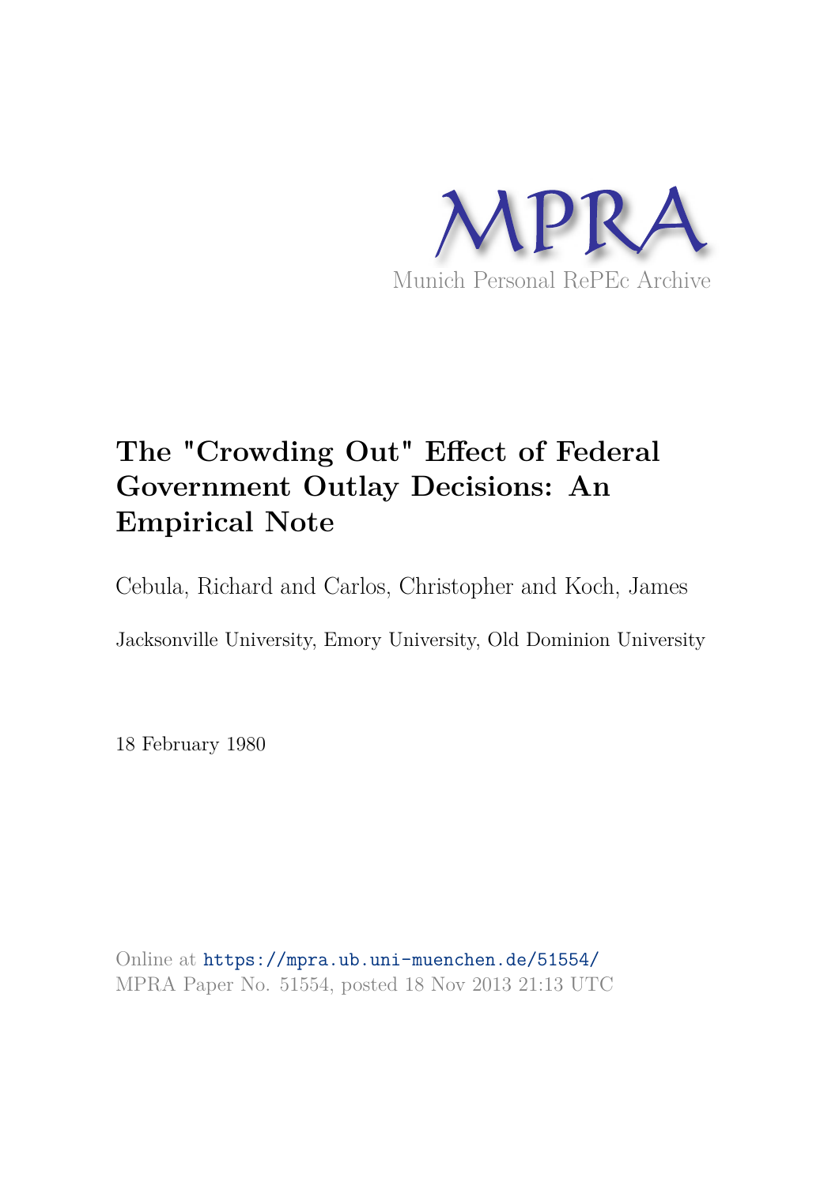MPRA

Munich Personal RePEc Archive

# The "Crowding Out" Effect of Federal Government Outlay Decisions: An Empirical Note

Cebula, Richard and Carlos, Christopher and Koch, James

Jacksonville University, Emory University, Old Dominion University

18 February 1980

Online at https://mpra.ub.uni-muenchen.de/51554/
MPRA Paper No. 51554, posted 18 Nov 2013 21:13 UTC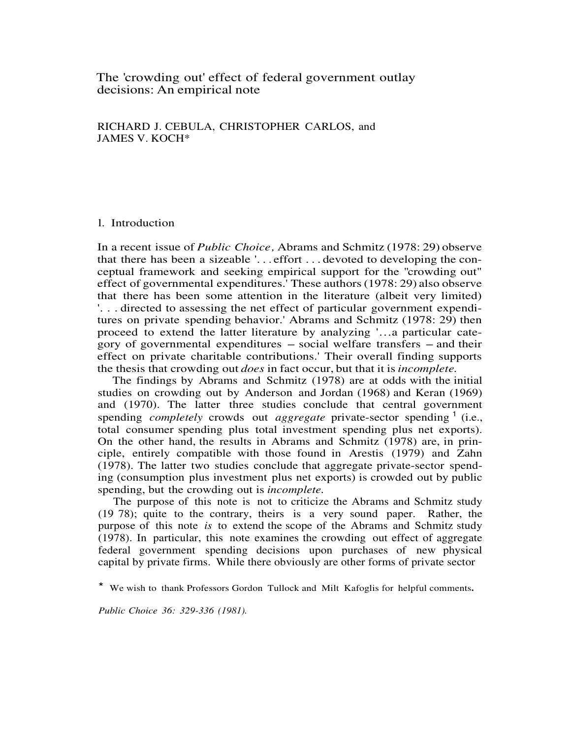# The 'crowding out' effect of federal government outlay decisions: An empirical note

RICHARD J. CEBULA, CHRISTOPHER CARLOS, and JAMES V. KOCH*

## 1. Introduction

In a recent issue of *Public Choice*, Abrams and Schmitz (1978: 29) observe that there has been a sizeable '. . . effort . . . devoted to developing the conceptual framework and seeking empirical support for the "crowding out" effect of governmental expenditures.' These authors (1978: 29) also observe that there has been some attention in the literature (albeit very limited) '. . . directed to assessing the net effect of particular government expenditures on private spending behavior.' Abrams and Schmitz (1978: 29) then proceed to extend the latter literature by analyzing '. . .a particular category of governmental expenditures – social welfare transfers – and their effect on private charitable contributions.' Their overall finding supports the thesis that crowding out *does* in fact occur, but that it is *incomplete*.

The findings by Abrams and Schmitz (1978) are at odds with the initial studies on crowding out by Anderson and Jordan (1968) and Keran (1969) and (1970). The latter three studies conclude that central government spending *completely* crowds out *aggregate* private-sector spending [1] (i.e., total consumer spending plus total investment spending plus net exports). On the other hand, the results in Abrams and Schmitz (1978) are, in principle, entirely compatible with those found in Arestis (1979) and Zahn (1978). The latter two studies conclude that aggregate private-sector spending (consumption plus investment plus net exports) is crowded out by public spending, but the crowding out is *incomplete*.

The purpose of this note is not to criticize the Abrams and Schmitz study (1978); quite to the contrary, theirs is a very sound paper. Rather, the purpose of this note *is* to extend the scope of the Abrams and Schmitz study (1978). In particular, this note examines the crowding out effect of aggregate federal government spending decisions upon purchases of new physical capital by private firms. While there obviously are other forms of private sector

\* We wish to thank Professors Gordon Tullock and Milt Kafoglis for helpful comments.

*Public Choice 36: 329-336 (1981).*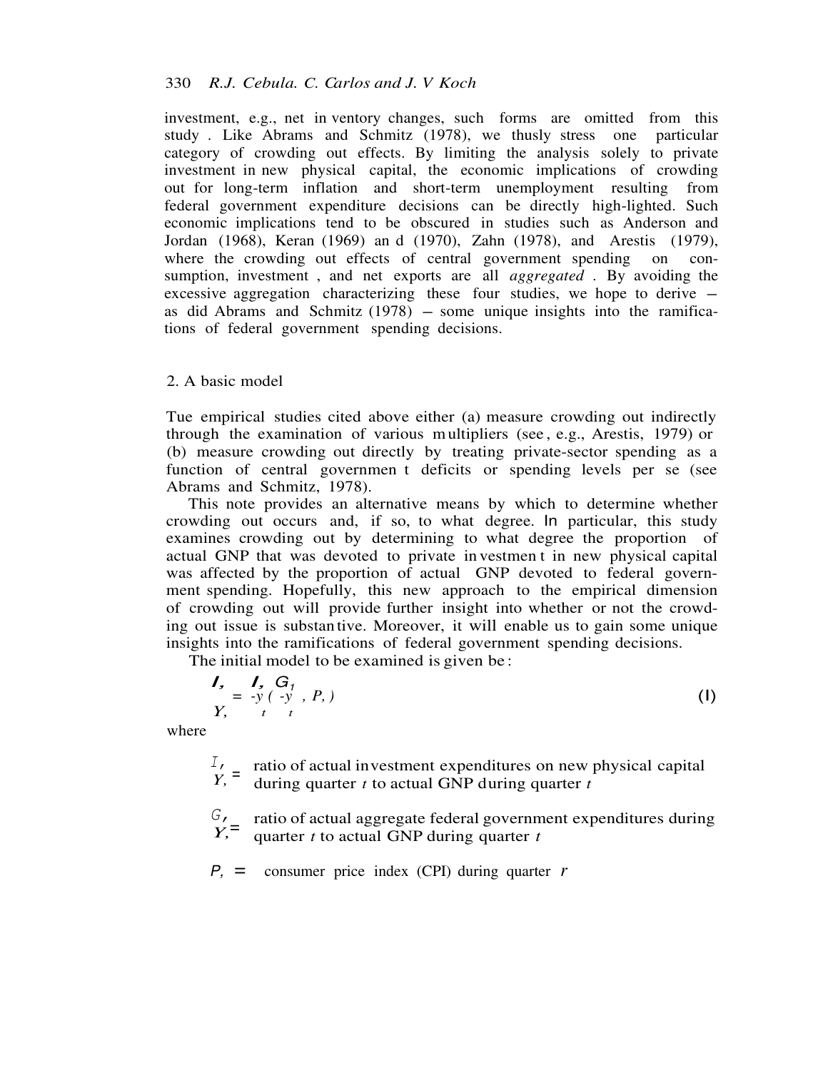investment, e.g., net inventory changes, such forms are omitted from this study. Like Abrams and Schmitz (1978), we thusly stress one particular category of crowding out effects. By limiting the analysis solely to private investment in new physical capital, the economic implications of crowding out for long-term inflation and short-term unemployment resulting from federal government expenditure decisions can be directly high-lighted. Such economic implications tend to be obscured in studies such as Anderson and Jordan (1968), Keran (1969) and (1970), Zahn (1978), and Arestis (1979), where the crowding out effects of central government spending on consumption, investment, and net exports are all *aggregated*. By avoiding the excessive aggregation characterizing these four studies, we hope to derive – as did Abrams and Schmitz (1978) – some unique insights into the ramifications of federal government spending decisions.

## 2. A basic model

Tue empirical studies cited above either (a) measure crowding out indirectly through the examination of various multipliers (see, e.g., Arestis, 1979) or (b) measure crowding out directly by treating private-sector spending as a function of central government deficits or spending levels per se (see Abrams and Schmitz, 1978).

This note provides an alternative means by which to determine whether crowding out occurs and, if so, to what degree. In particular, this study examines crowding out by determining to what degree the proportion of actual GNP that was devoted to private investment in new physical capital was affected by the proportion of actual GNP devoted to federal government spending. Hopefully, this new approach to the empirical dimension of crowding out will provide further insight into whether or not the crowding out issue is substantive. Moreover, it will enable us to gain some unique insights into the ramifications of federal government spending decisions.

The initial model to be examined is given be:

$$\frac{I_t}{Y_t} = \frac{I_t}{Y_t}\left(\frac{G_t}{Y_t}, P_t\right) \tag{1}$$

where

$\frac{I_t}{Y_t}$ = ratio of actual investment expenditures on new physical capital during quarter $t$ to actual GNP during quarter $t$

$\frac{G_t}{Y_t}$ = ratio of actual aggregate federal government expenditures during quarter $t$ to actual GNP during quarter $t$

$P_t$ = consumer price index (CPI) during quarter $t$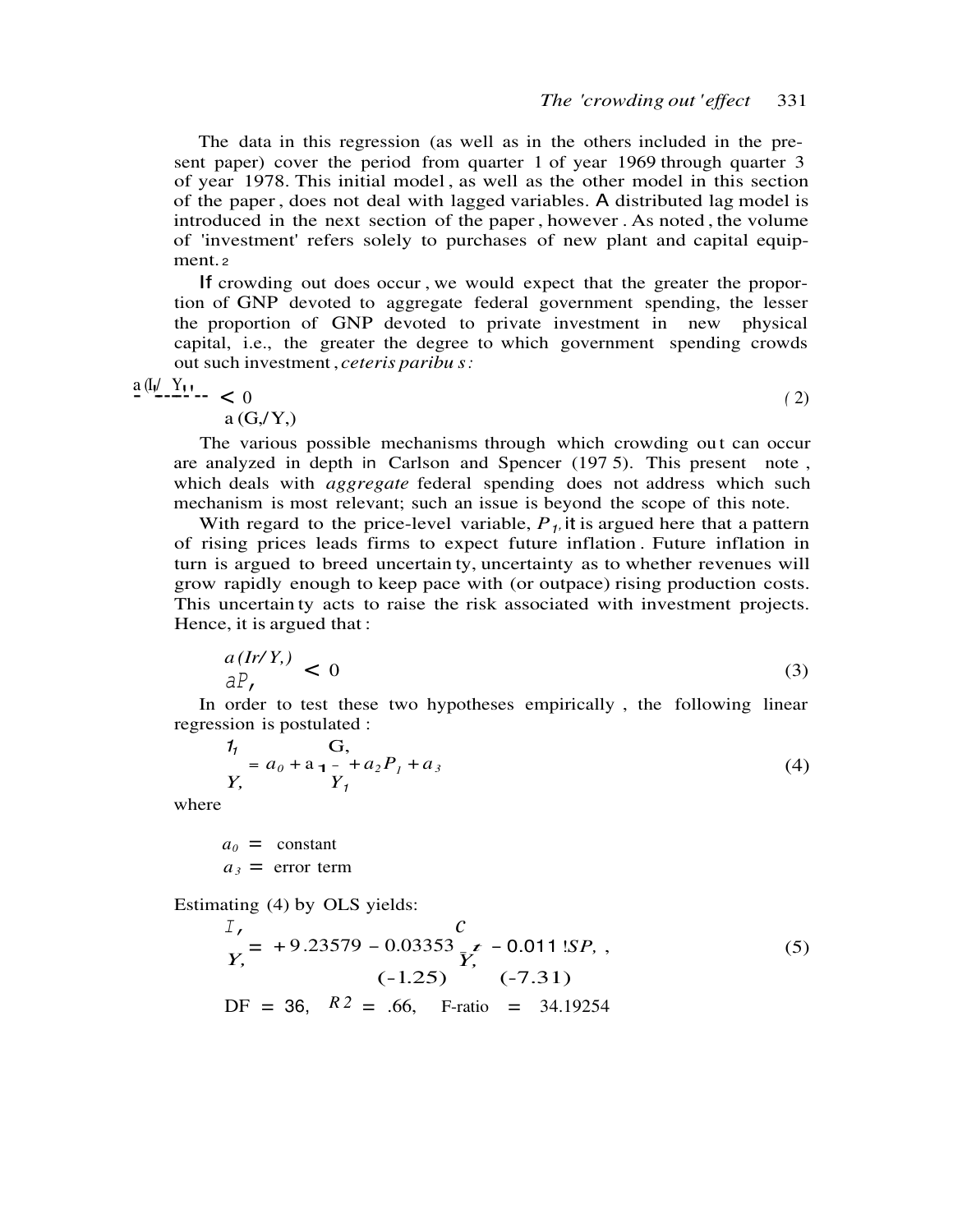The data in this regression (as well as in the others included in the present paper) cover the period from quarter 1 of year 1969 through quarter 3 of year 1978. This initial model, as well as the other model in this section of the paper, does not deal with lagged variables. A distributed lag model is introduced in the next section of the paper, however. As noted, the volume of 'investment' refers solely to purchases of new plant and capital equipment.[2]

If crowding out does occur, we would expect that the greater the proportion of GNP devoted to aggregate federal government spending, the lesser the proportion of GNP devoted to private investment in new physical capital, i.e., the greater the degree to which government spending crowds out such investment, *ceteris paribus:*

$$\frac{\partial (I_t/Y_t)}{\partial (G_t/Y_t)} < 0 \tag{2}$$

The various possible mechanisms through which crowding out can occur are analyzed in depth in Carlson and Spencer (1975). This present note, which deals with *aggregate* federal spending does not address which such mechanism is most relevant; such an issue is beyond the scope of this note.

With regard to the price-level variable, $P_t$, it is argued here that a pattern of rising prices leads firms to expect future inflation. Future inflation in turn is argued to breed uncertainty, uncertainty as to whether revenues will grow rapidly enough to keep pace with (or outpace) rising production costs. This uncertainty acts to raise the risk associated with investment projects. Hence, it is argued that:

$$\frac{\partial (I_t/Y_t)}{\partial P_t} < 0 \tag{3}$$

In order to test these two hypotheses empirically, the following linear regression is postulated:

$$\frac{I_t}{Y_t} = a_0 + a_1\frac{G_t}{Y_t} + a_2 P_t + a_3 \tag{4}$$

where

$a_0$ = constant

$a_3$ = error term

Estimating (4) by OLS yields:

$$\frac{I_t}{Y_t} = +9.23579 - 0.03353\frac{G_t}{Y_t} - 0.0115P_t, \tag{5}$$

$$\qquad\qquad\qquad (-1.25) \qquad\qquad (-7.31)$$

DF = 36, $R^2$ = .66, F-ratio = 34.19254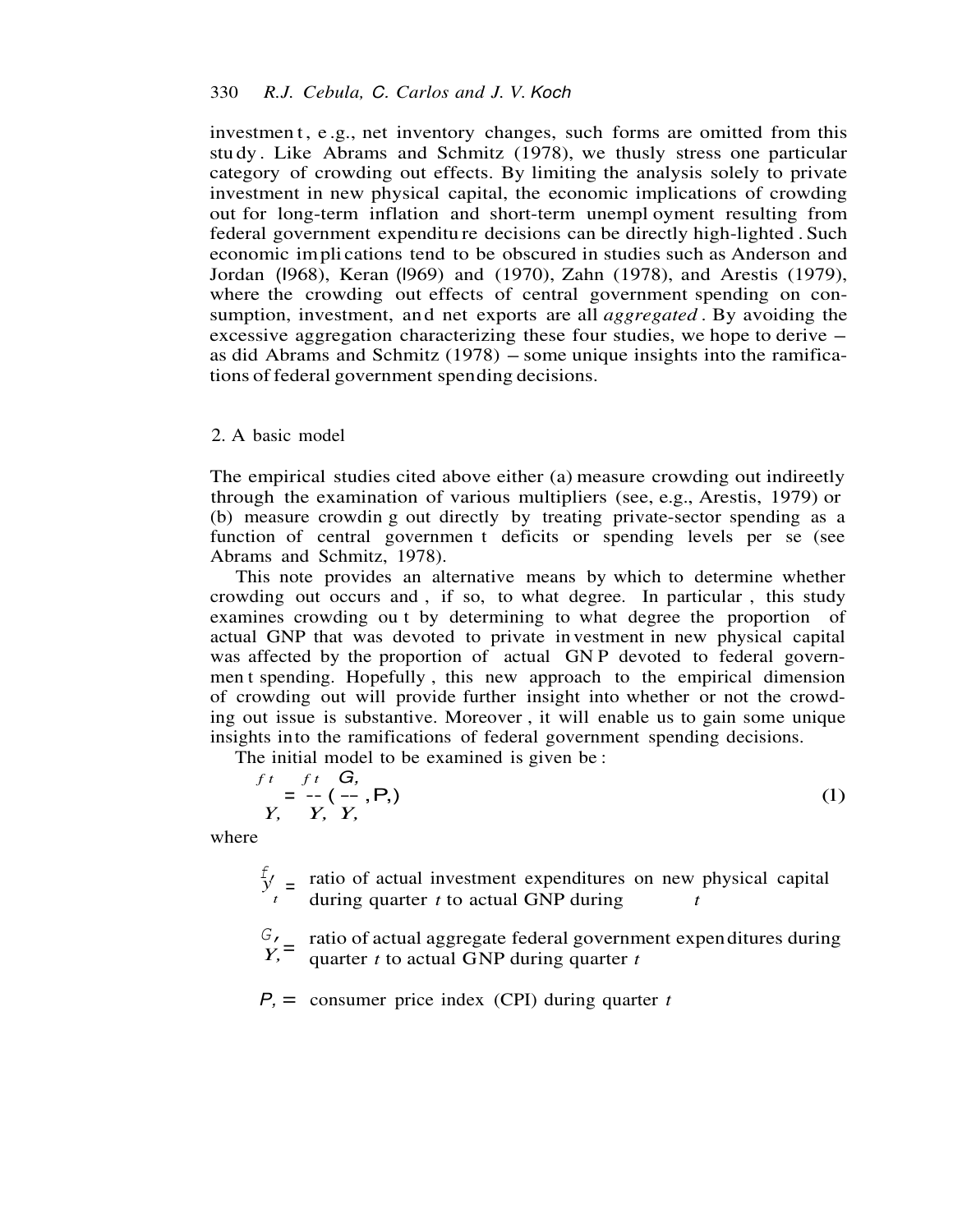investment, e.g., net inventory changes, such forms are omitted from this study. Like Abrams and Schmitz (1978), we thusly stress one particular category of crowding out effects. By limiting the analysis solely to private investment in new physical capital, the economic implications of crowding out for long-term inflation and short-term unemployment resulting from federal government expenditure decisions can be directly high-lighted. Such economic implications tend to be obscured in studies such as Anderson and Jordan (1968), Keran (1969) and (1970), Zahn (1978), and Arestis (1979), where the crowding out effects of central government spending on consumption, investment, and net exports are all *aggregated*. By avoiding the excessive aggregation characterizing these four studies, we hope to derive – as did Abrams and Schmitz (1978) – some unique insights into the ramifications of federal government spending decisions.

## 2. A basic model

The empirical studies cited above either (a) measure crowding out indireetly through the examination of various multipliers (see, e.g., Arestis, 1979) or (b) measure crowding out directly by treating private-sector spending as a function of central government deficits or spending levels per se (see Abrams and Schmitz, 1978).

This note provides an alternative means by which to determine whether crowding out occurs and, if so, to what degree. In particular, this study examines crowding out by determining to what degree the proportion of actual GNP that was devoted to private investment in new physical capital was affected by the proportion of actual GNP devoted to federal government spending. Hopefully, this new approach to the empirical dimension of crowding out will provide further insight into whether or not the crowding out issue is substantive. Moreover, it will enable us to gain some unique insights into the ramifications of federal government spending decisions.

The initial model to be examined is given be:

$$\frac{I_t^f}{Y_t} = \frac{I_t^f}{Y_t}\left(\frac{G_t}{Y_t}, P_t\right) \tag{1}$$

where

$\frac{I_t^f}{Y_t}$ = ratio of actual investment expenditures on new physical capital during quarter $t$ to actual GNP during $t$

$\frac{G_t}{Y_t}$ = ratio of actual aggregate federal government expenditures during quarter $t$ to actual GNP during quarter $t$

$P_t$ = consumer price index (CPI) during quarter $t$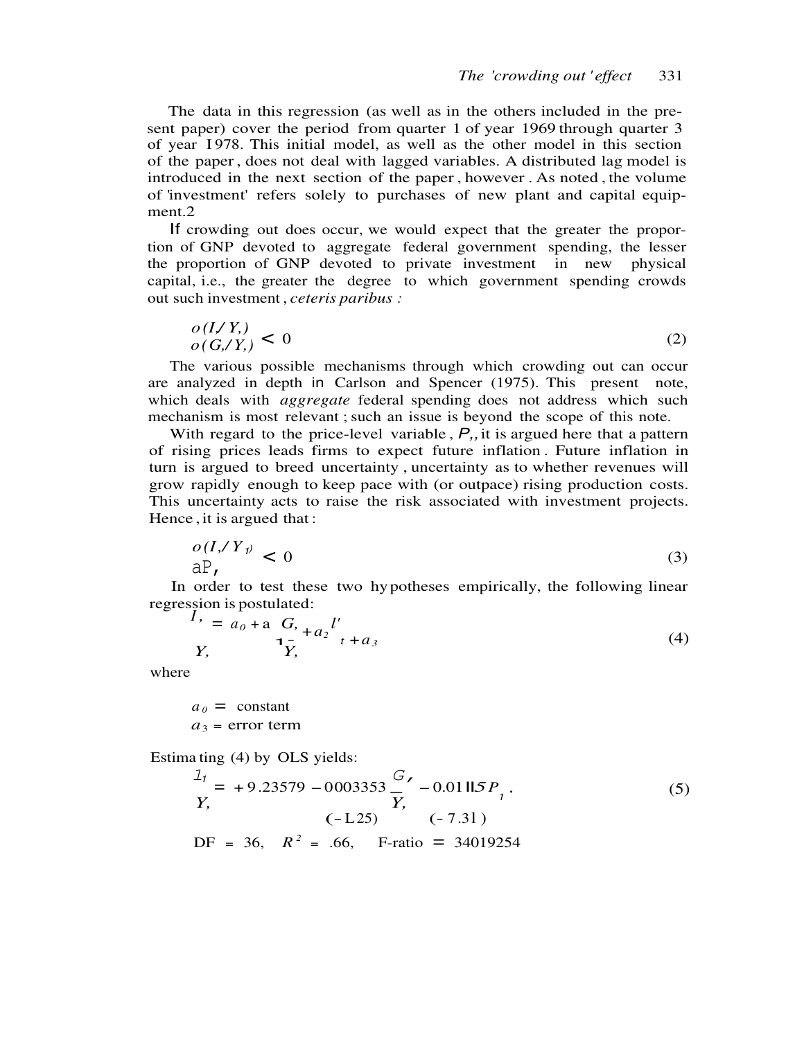The data in this regression (as well as in the others included in the present paper) cover the period from quarter 1 of year 1969 through quarter 3 of year 1978. This initial model, as well as the other model in this section of the paper, does not deal with lagged variables. A distributed lag model is introduced in the next section of the paper, however. As noted, the volume of 'investment' refers solely to purchases of new plant and capital equipment.[2]

If crowding out does occur, we would expect that the greater the proportion of GNP devoted to aggregate federal government spending, the lesser the proportion of GNP devoted to private investment in new physical capital, i.e., the greater the degree to which government spending crowds out such investment, *ceteris paribus :*

$$\frac{\partial (I_t/Y_t)}{\partial (G_t/Y_t)} < 0 \tag{2}$$

The various possible mechanisms through which crowding out can occur are analyzed in depth in Carlson and Spencer (1975). This present note, which deals with *aggregate* federal spending does not address which such mechanism is most relevant; such an issue is beyond the scope of this note.

With regard to the price-level variable, $P_t$, it is argued here that a pattern of rising prices leads firms to expect future inflation. Future inflation in turn is argued to breed uncertainty, uncertainty as to whether revenues will grow rapidly enough to keep pace with (or outpace) rising production costs. This uncertainty acts to raise the risk associated with investment projects. Hence, it is argued that:

$$\frac{\partial (I_t/Y_t)}{\partial P_t} < 0 \tag{3}$$

In order to test these two hypotheses empirically, the following linear regression is postulated:

$$\frac{I_t}{Y_t} = a_0 + a_1 \frac{G_t}{Y_t} + a_2 P_t + a_3 \tag{4}$$

where

$a_0$ = constant
$a_3$ = error term

Estimating (4) by OLS yields:

$$\frac{I_t}{Y_t} = +9.23579 - 0.003353 \frac{G_t}{Y_t} - 0.01115 P_t, \tag{5}$$

$$(-1.25) \qquad (-7.31)$$

DF = 36, $R^2$ = .66, F-ratio = 34.019254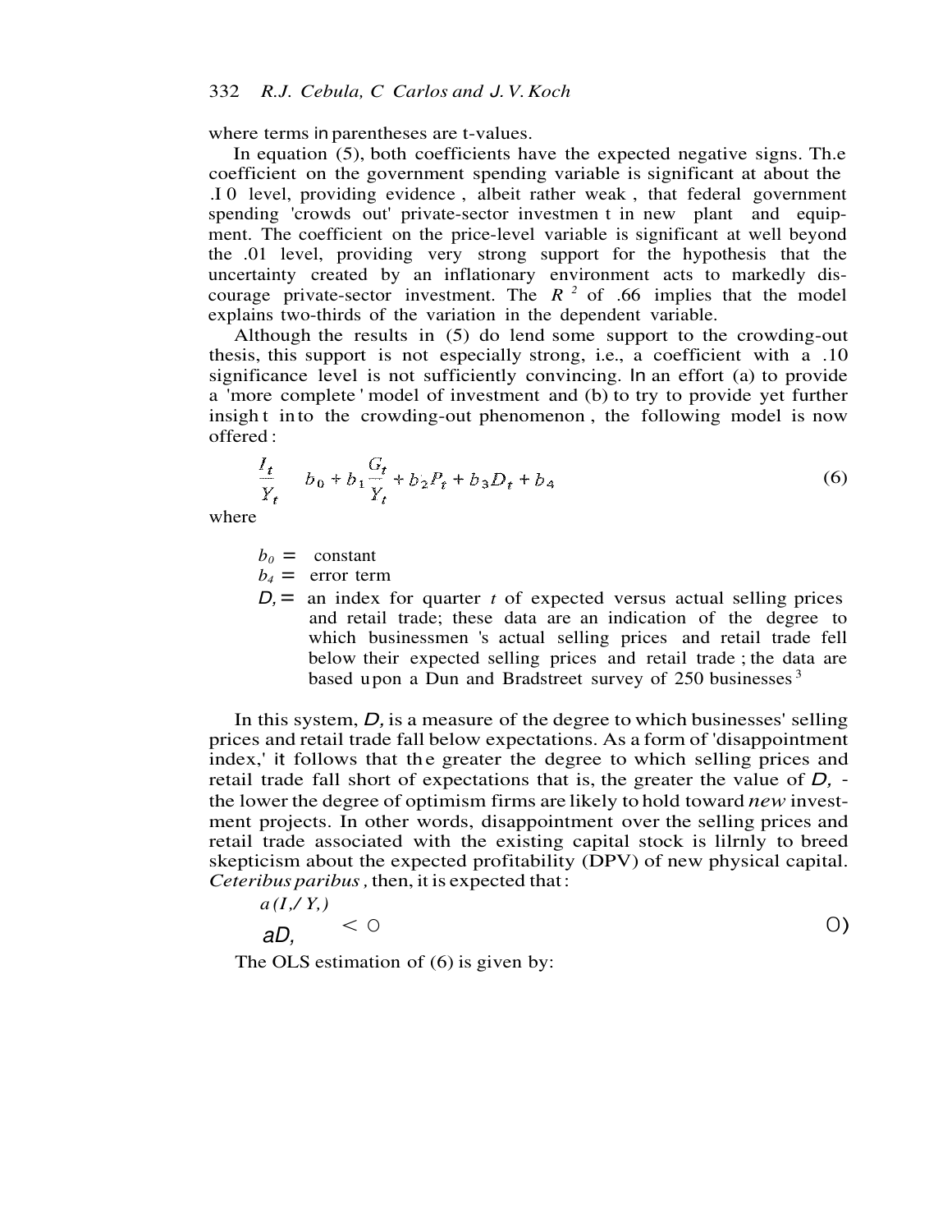where terms in parentheses are t-values.

In equation (5), both coefficients have the expected negative signs. The coefficient on the government spending variable is significant at about the .10 level, providing evidence, albeit rather weak, that federal government spending 'crowds out' private-sector investment in new plant and equipment. The coefficient on the price-level variable is significant at well beyond the .01 level, providing very strong support for the hypothesis that the uncertainty created by an inflationary environment acts to markedly discourage private-sector investment. The $R^2$ of .66 implies that the model explains two-thirds of the variation in the dependent variable.

Although the results in (5) do lend some support to the crowding-out thesis, this support is not especially strong, i.e., a coefficient with a .10 significance level is not sufficiently convincing. In an effort (a) to provide a 'more complete' model of investment and (b) to try to provide yet further insight into the crowding-out phenomenon, the following model is now offered:

$$\frac{I_t}{Y_t} \quad b_0 + b_1 \frac{G_t}{Y_t} + b_2 P_t + b_3 D_t + b_4 \tag{6}$$

where

$b_0 =$ constant
$b_4 =$ error term
$D_t =$ an index for quarter $t$ of expected versus actual selling prices and retail trade; these data are an indication of the degree to which businessmen's actual selling prices and retail trade fell below their expected selling prices and retail trade; the data are based upon a Dun and Bradstreet survey of 250 businesses[3]

In this system, $D_t$ is a measure of the degree to which businesses' selling prices and retail trade fall below expectations. As a form of 'disappointment index,' it follows that the greater the degree to which selling prices and retail trade fall short of expectations that is, the greater the value of $D_t$ - the lower the degree of optimism firms are likely to hold toward *new* investment projects. In other words, disappointment over the selling prices and retail trade associated with the existing capital stock is likely to breed skepticism about the expected profitability (DPV) of new physical capital. *Ceteribus paribus*, then, it is expected that:

$$\frac{\partial (I_t / Y_t)}{\partial D_t} < 0 \tag{7}$$

The OLS estimation of (6) is given by: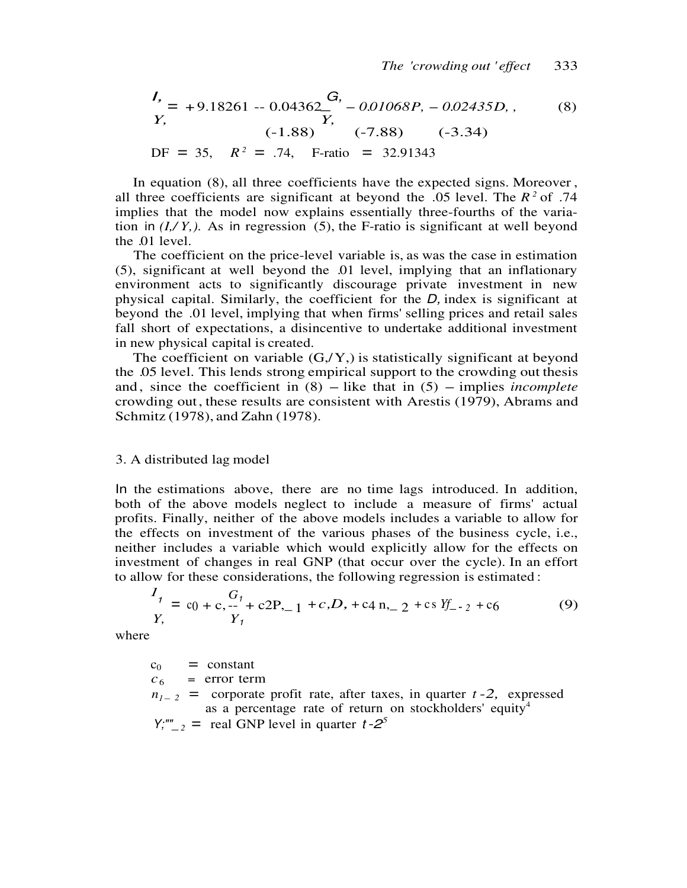$$\frac{I_t}{Y_t} = +9.18261 - 0.04362\frac{G_t}{Y_t} - 0.01068P_t - 0.02435D_t, \tag{8}$$
$$(-1.88) \qquad (-7.88) \qquad (-3.34)$$

DF = 35, $R^2$ = .74, F-ratio = 32.91343

In equation (8), all three coefficients have the expected signs. Moreover, all three coefficients are significant at beyond the .05 level. The $R^2$ of .74 implies that the model now explains essentially three-fourths of the variation in $(I_t/Y_t)$. As in regression (5), the F-ratio is significant at well beyond the .01 level.

The coefficient on the price-level variable is, as was the case in estimation (5), significant at well beyond the .01 level, implying that an inflationary environment acts to significantly discourage private investment in new physical capital. Similarly, the coefficient for the $D_t$ index is significant at beyond the .01 level, implying that when firms' selling prices and retail sales fall short of expectations, a disincentive to undertake additional investment in new physical capital is created.

The coefficient on variable $(G_t/Y_t)$ is statistically significant at beyond the .05 level. This lends strong empirical support to the crowding out thesis and, since the coefficient in (8) – like that in (5) – implies *incomplete* crowding out, these results are consistent with Arestis (1979), Abrams and Schmitz (1978), and Zahn (1978).

## 3. A distributed lag model

In the estimations above, there are no time lags introduced. In addition, both of the above models neglect to include a measure of firms' actual profits. Finally, neither of the above models includes a variable to allow for the effects on investment of the various phases of the business cycle, i.e., neither includes a variable which would explicitly allow for the effects on investment of changes in real GNP (that occur over the cycle). In an effort to allow for these considerations, the following regression is estimated:

$$\frac{I_t}{Y_t} = c_0 + c_1\frac{G_t}{Y_t} + c_2P_{t-1} + c_3D_t + c_4\pi_{t-2} + c_5Y^r_{t-2} + c_6 \tag{9}$$

where

$c_0$ = constant

$c_6$ = error term

$\pi_{t-2}$ = corporate profit rate, after taxes, in quarter $t-2$, expressed as a percentage rate of return on stockholders' equity[4]

$Y^r_{t-2}$ = real GNP level in quarter $t-2$[5]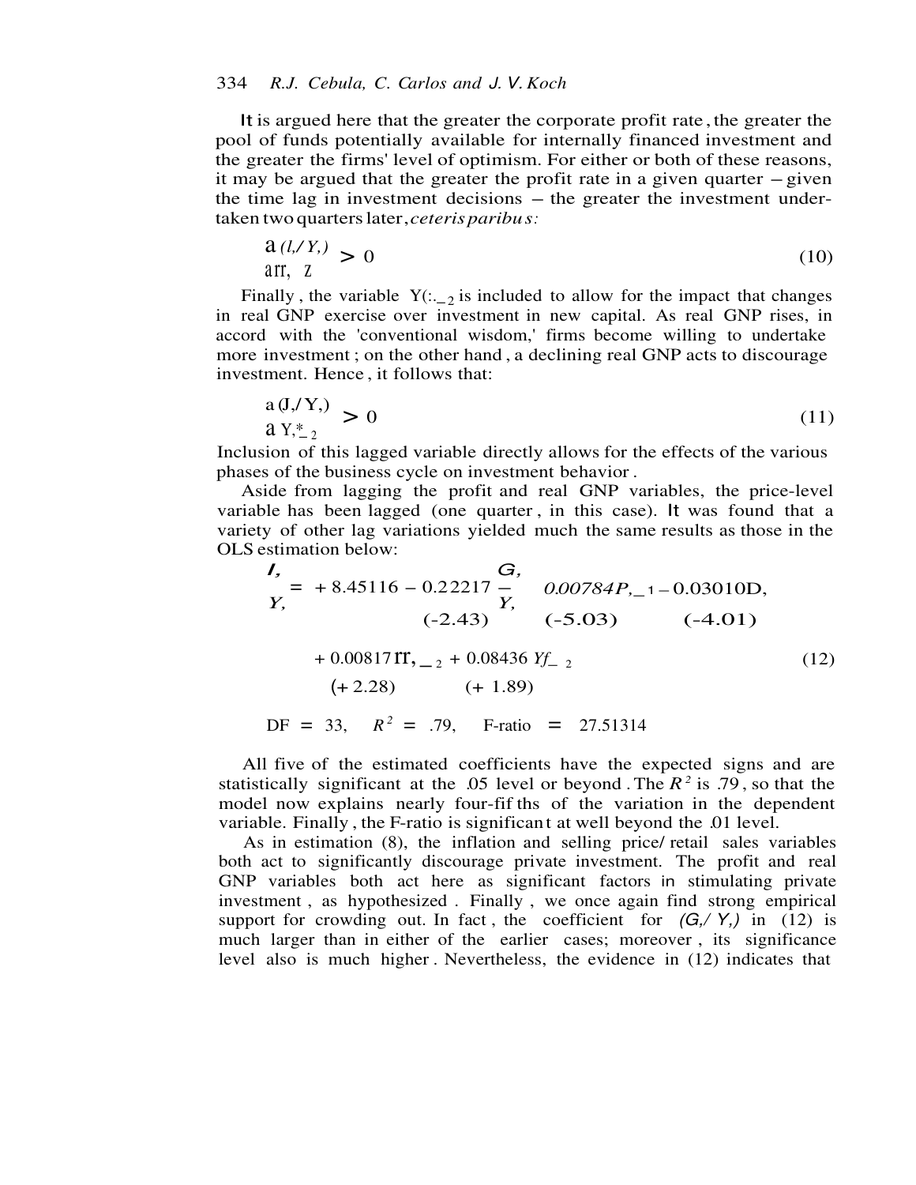It is argued here that the greater the corporate profit rate, the greater the pool of funds potentially available for internally financed investment and the greater the firms' level of optimism. For either or both of these reasons, it may be argued that the greater the profit rate in a given quarter – given the time lag in investment decisions – the greater the investment undertaken two quarters later, *ceteris paribus*:

$$\frac{\partial (I_t/Y_t)}{\partial \pi_{t-2}} > 0 \tag{10}$$

Finally, the variable $Y^*_{t-2}$ is included to allow for the impact that changes in real GNP exercise over investment in new capital. As real GNP rises, in accord with the 'conventional wisdom,' firms become willing to undertake more investment; on the other hand, a declining real GNP acts to discourage investment. Hence, it follows that:

$$\frac{\partial (I_t/Y_t)}{\partial Y^*_{t-2}} > 0 \tag{11}$$

Inclusion of this lagged variable directly allows for the effects of the various phases of the business cycle on investment behavior.

Aside from lagging the profit and real GNP variables, the price-level variable has been lagged (one quarter, in this case). It was found that a variety of other lag variations yielded much the same results as those in the OLS estimation below:

$$\frac{I_t}{Y_t} = +8.45116 - \underset{(-2.43)}{0.22217}\frac{G_t}{Y_t} - \underset{(-5.03)}{0.00784P_{t-1}} - \underset{(-4.01)}{0.03010D_t}$$

$$+ \underset{(+2.28)}{0.00817\pi_{t-2}} + \underset{(+1.89)}{0.08436\,Y^*_{t-2}} \tag{12}$$

DF = 33, $R^2$ = .79, F-ratio = 27.51314

All five of the estimated coefficients have the expected signs and are statistically significant at the .05 level or beyond. The $R^2$ is .79, so that the model now explains nearly four-fifths of the variation in the dependent variable. Finally, the F-ratio is significant at well beyond the .01 level.

As in estimation (8), the inflation and selling price/retail sales variables both act to significantly discourage private investment. The profit and real GNP variables both act here as significant factors in stimulating private investment, as hypothesized. Finally, we once again find strong empirical support for crowding out. In fact, the coefficient for $(G_t/Y_t)$ in (12) is much larger than in either of the earlier cases; moreover, its significance level also is much higher. Nevertheless, the evidence in (12) indicates that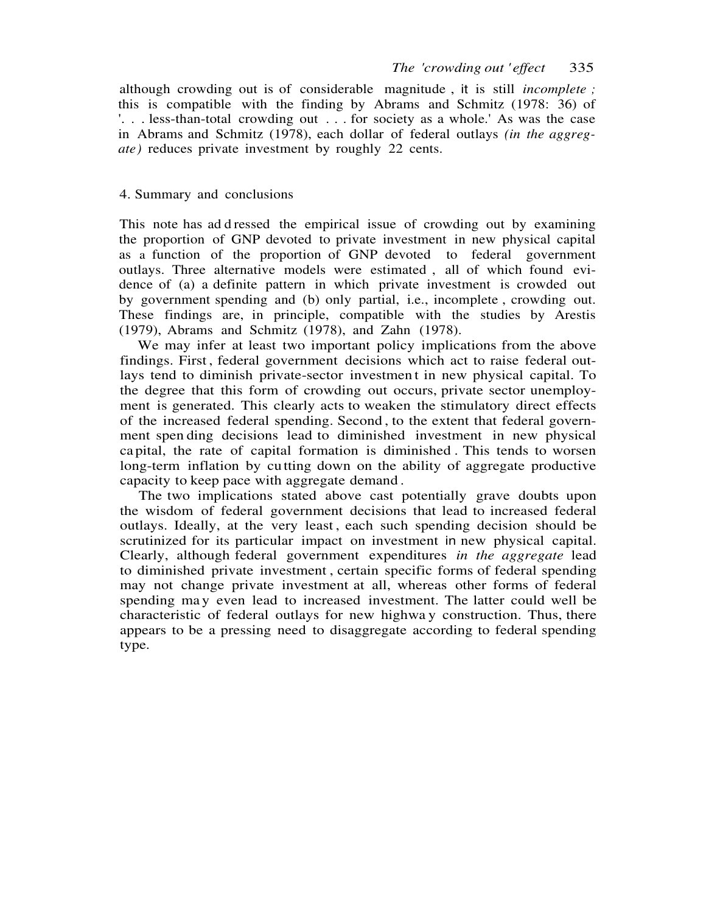although crowding out is of considerable magnitude, it is still *incomplete;* this is compatible with the finding by Abrams and Schmitz (1978: 36) of '. . . less-than-total crowding out . . . for society as a whole.' As was the case in Abrams and Schmitz (1978), each dollar of federal outlays *(in the aggregate)* reduces private investment by roughly 22 cents.

## 4. Summary and conclusions

This note has addressed the empirical issue of crowding out by examining the proportion of GNP devoted to private investment in new physical capital as a function of the proportion of GNP devoted to federal government outlays. Three alternative models were estimated, all of which found evidence of (a) a definite pattern in which private investment is crowded out by government spending and (b) only partial, i.e., incomplete, crowding out. These findings are, in principle, compatible with the studies by Arestis (1979), Abrams and Schmitz (1978), and Zahn (1978).

We may infer at least two important policy implications from the above findings. First, federal government decisions which act to raise federal outlays tend to diminish private-sector investment in new physical capital. To the degree that this form of crowding out occurs, private sector unemployment is generated. This clearly acts to weaken the stimulatory direct effects of the increased federal spending. Second, to the extent that federal government spending decisions lead to diminished investment in new physical capital, the rate of capital formation is diminished. This tends to worsen long-term inflation by cutting down on the ability of aggregate productive capacity to keep pace with aggregate demand.

The two implications stated above cast potentially grave doubts upon the wisdom of federal government decisions that lead to increased federal outlays. Ideally, at the very least, each such spending decision should be scrutinized for its particular impact on investment in new physical capital. Clearly, although federal government expenditures *in the aggregate* lead to diminished private investment, certain specific forms of federal spending may not change private investment at all, whereas other forms of federal spending may even lead to increased investment. The latter could well be characteristic of federal outlays for new highway construction. Thus, there appears to be a pressing need to disaggregate according to federal spending type.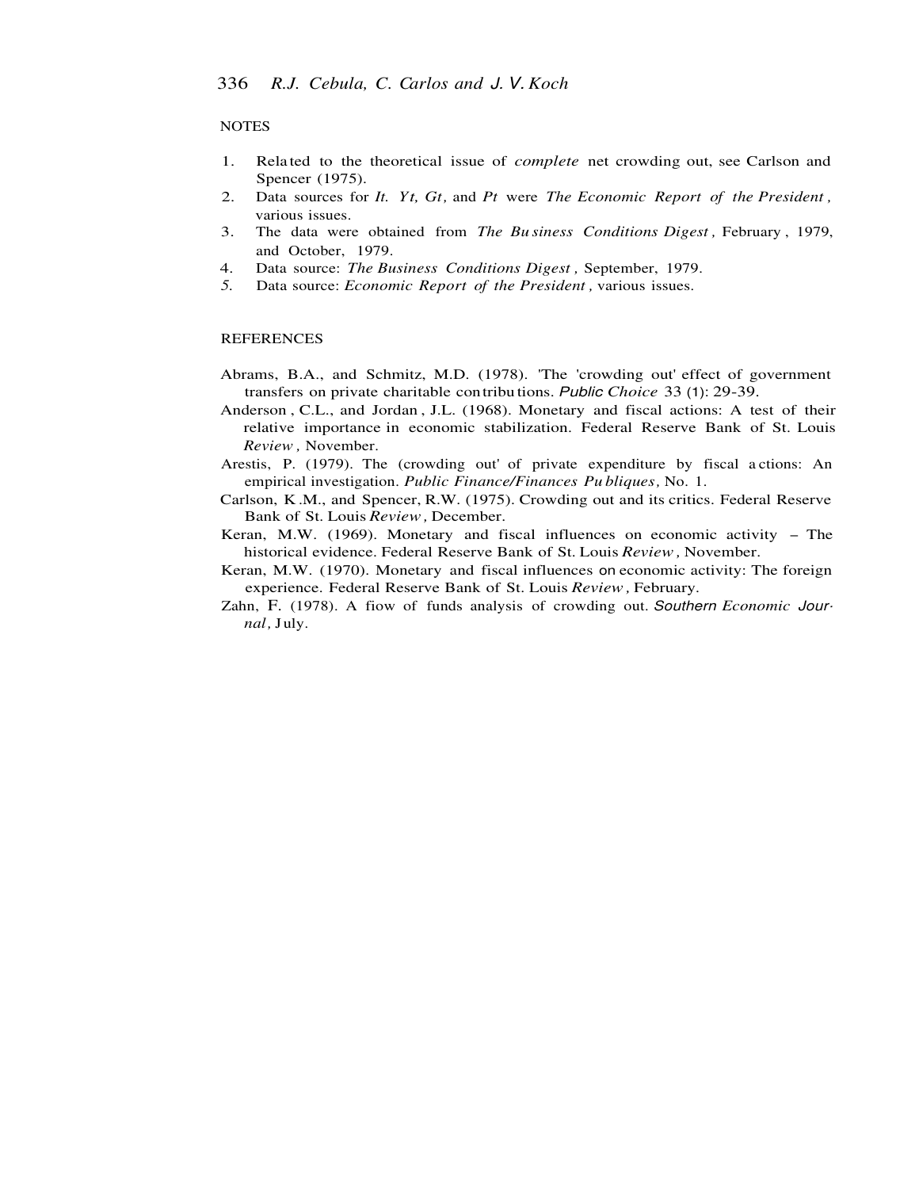## NOTES

1. Related to the theoretical issue of *complete* net crowding out, see Carlson and Spencer (1975).
2. Data sources for $I_t$, $Y_t$, $G_t$, and $P_t$ were *The Economic Report of the President*, various issues.
3. The data were obtained from *The Business Conditions Digest*, February, 1979, and October, 1979.
4. Data source: *The Business Conditions Digest*, September, 1979.
5. Data source: *Economic Report of the President*, various issues.

## REFERENCES

Abrams, B.A., and Schmitz, M.D. (1978). 'The 'crowding out' effect of government transfers on private charitable contributions. *Public Choice* 33 (1): 29-39.

Anderson, C.L., and Jordan, J.L. (1968). Monetary and fiscal actions: A test of their relative importance in economic stabilization. Federal Reserve Bank of St. Louis *Review*, November.

Arestis, P. (1979). The (crowding out' of private expenditure by fiscal actions: An empirical investigation. *Public Finance/Finances Publiques*, No. 1.

Carlson, K.M., and Spencer, R.W. (1975). Crowding out and its critics. Federal Reserve Bank of St. Louis *Review*, December.

Keran, M.W. (1969). Monetary and fiscal influences on economic activity – The historical evidence. Federal Reserve Bank of St. Louis *Review*, November.

Keran, M.W. (1970). Monetary and fiscal influences on economic activity: The foreign experience. Federal Reserve Bank of St. Louis *Review*, February.

Zahn, F. (1978). A fiow of funds analysis of crowding out. *Southern Economic Journal*, July.